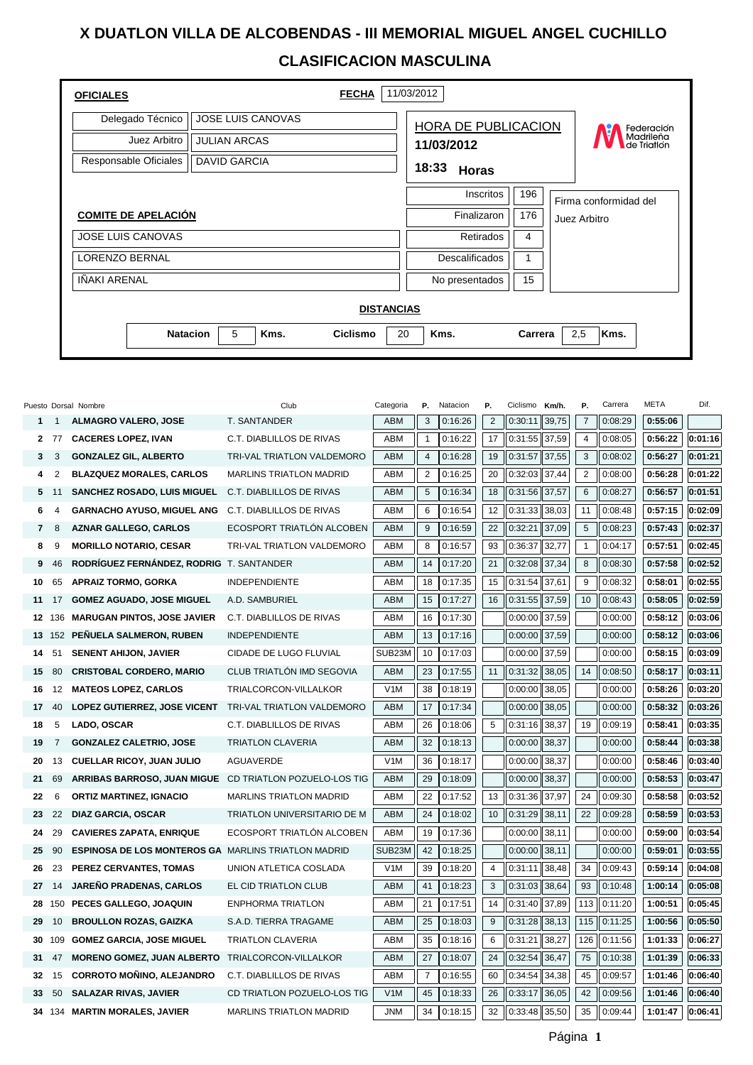# X DUATLON VILLA DE ALCOBENDAS - III MEMORIAL MIGUEL ANGEL CUCHILLO

## CLASIFICACION MASCULINA

**OFICIALES** | **FECHA** 11/03/2012

| | |
|---|---|
| Delegado Técnico | JOSE LUIS CANOVAS |
| Juez Arbitro | JULIAN ARCAS |
| Responsable Oficiales | DAVID GARCIA |

**HORA DE PUBLICACION**
**11/03/2012**
**18:33 Horas**

Federación Madrileña de Triatlón

| | |
|---|---|
| Inscritos | 196 |
| Finalizaron | 176 |
| Retirados | 4 |
| Descalificados | 1 |
| No presentados | 15 |

Firma conformidad del Juez Arbitro

**COMITE DE APELACIÓN**

- JOSE LUIS CANOVAS
- LORENZO BERNAL
- IÑAKI ARENAL

**DISTANCIAS**

| Natacion | 5 | Kms. | Ciclismo | 20 | Kms. | Carrera | 2,5 | Kms. |
|---|---|---|---|---|---|---|---|---|

| Puesto | Dorsal | Nombre | Club | Categoria | P. | Natacion | P. | Ciclismo | Km/h. | P. | Carrera | META | Dif. |
|---|---|---|---|---|---|---|---|---|---|---|---|---|---|
| 1 | 1 | ALMAGRO VALERO, JOSE | T. SANTANDER | ABM | 3 | 0:16:26 | 2 | 0:30:11 | 39,75 | 7 | 0:08:29 | 0:55:06 | |
| 2 | 77 | CACERES LOPEZ, IVAN | C.T. DIABLILLOS DE RIVAS | ABM | 1 | 0:16:22 | 17 | 0:31:55 | 37,59 | 4 | 0:08:05 | 0:56:22 | 0:01:16 |
| 3 | 3 | GONZALEZ GIL, ALBERTO | TRI-VAL TRIATLON VALDEMORO | ABM | 4 | 0:16:28 | 19 | 0:31:57 | 37,55 | 3 | 0:08:02 | 0:56:27 | 0:01:21 |
| 4 | 2 | BLAZQUEZ MORALES, CARLOS | MARLINS TRIATLON MADRID | ABM | 2 | 0:16:25 | 20 | 0:32:03 | 37,44 | 2 | 0:08:00 | 0:56:28 | 0:01:22 |
| 5 | 11 | SANCHEZ ROSADO, LUIS MIGUEL | C.T. DIABLILLOS DE RIVAS | ABM | 5 | 0:16:34 | 18 | 0:31:56 | 37,57 | 6 | 0:08:27 | 0:56:57 | 0:01:51 |
| 6 | 4 | GARNACHO AYUSO, MIGUEL ANG | C.T. DIABLILLOS DE RIVAS | ABM | 6 | 0:16:54 | 12 | 0:31:33 | 38,03 | 11 | 0:08:48 | 0:57:15 | 0:02:09 |
| 7 | 8 | AZNAR GALLEGO, CARLOS | ECOSPORT TRIATLÓN ALCOBEN | ABM | 9 | 0:16:59 | 22 | 0:32:21 | 37,09 | 5 | 0:08:23 | 0:57:43 | 0:02:37 |
| 8 | 9 | MORILLO NOTARIO, CESAR | TRI-VAL TRIATLON VALDEMORO | ABM | 8 | 0:16:57 | 93 | 0:36:37 | 32,77 | 1 | 0:04:17 | 0:57:51 | 0:02:45 |
| 9 | 46 | RODRÍGUEZ FERNÁNDEZ, RODRIG | T. SANTANDER | ABM | 14 | 0:17:20 | 21 | 0:32:08 | 37,34 | 8 | 0:08:30 | 0:57:58 | 0:02:52 |
| 10 | 65 | APRAIZ TORMO, GORKA | INDEPENDIENTE | ABM | 18 | 0:17:35 | 15 | 0:31:54 | 37,61 | 9 | 0:08:32 | 0:58:01 | 0:02:55 |
| 11 | 17 | GOMEZ AGUADO, JOSE MIGUEL | A.D. SAMBURIEL | ABM | 15 | 0:17:27 | 16 | 0:31:55 | 37,59 | 10 | 0:08:43 | 0:58:05 | 0:02:59 |
| 12 | 136 | MARUGAN PINTOS, JOSE JAVIER | C.T. DIABLILLOS DE RIVAS | ABM | 16 | 0:17:30 | | 0:00:00 | 37,59 | | 0:00:00 | 0:58:12 | 0:03:06 |
| 13 | 152 | PEÑUELA SALMERON, RUBEN | INDEPENDIENTE | ABM | 13 | 0:17:16 | | 0:00:00 | 37,59 | | 0:00:00 | 0:58:12 | 0:03:06 |
| 14 | 51 | SENENT AHIJON, JAVIER | CIDADE DE LUGO FLUVIAL | SUB23M | 10 | 0:17:03 | | 0:00:00 | 37,59 | | 0:00:00 | 0:58:15 | 0:03:09 |
| 15 | 80 | CRISTOBAL CORDERO, MARIO | CLUB TRIATLÓN IMD SEGOVIA | ABM | 23 | 0:17:55 | 11 | 0:31:32 | 38,05 | 14 | 0:08:50 | 0:58:17 | 0:03:11 |
| 16 | 12 | MATEOS LOPEZ, CARLOS | TRIALCORCON-VILLALKOR | V1M | 38 | 0:18:19 | | 0:00:00 | 38,05 | | 0:00:00 | 0:58:26 | 0:03:20 |
| 17 | 40 | LOPEZ GUTIERREZ, JOSE VICENT | TRI-VAL TRIATLON VALDEMORO | ABM | 17 | 0:17:34 | | 0:00:00 | 38,05 | | 0:00:00 | 0:58:32 | 0:03:26 |
| 18 | 5 | LADO, OSCAR | C.T. DIABLILLOS DE RIVAS | ABM | 26 | 0:18:06 | 5 | 0:31:16 | 38,37 | 19 | 0:09:19 | 0:58:41 | 0:03:35 |
| 19 | 7 | GONZALEZ CALETRIO, JOSE | TRIATLON CLAVERIA | ABM | 32 | 0:18:13 | | 0:00:00 | 38,37 | | 0:00:00 | 0:58:44 | 0:03:38 |
| 20 | 13 | CUELLAR RICOY, JUAN JULIO | AGUAVERDE | V1M | 36 | 0:18:17 | | 0:00:00 | 38,37 | | 0:00:00 | 0:58:46 | 0:03:40 |
| 21 | 69 | ARRIBAS BARROSO, JUAN MIGUE | CD TRIATLON POZUELO-LOS TIG | ABM | 29 | 0:18:09 | | 0:00:00 | 38,37 | | 0:00:00 | 0:58:53 | 0:03:47 |
| 22 | 6 | ORTIZ MARTINEZ, IGNACIO | MARLINS TRIATLON MADRID | ABM | 22 | 0:17:52 | 13 | 0:31:36 | 37,97 | 24 | 0:09:30 | 0:58:58 | 0:03:52 |
| 23 | 22 | DIAZ GARCIA, OSCAR | TRIATLON UNIVERSITARIO DE M | ABM | 24 | 0:18:02 | 10 | 0:31:29 | 38,11 | 22 | 0:09:28 | 0:58:59 | 0:03:53 |
| 24 | 29 | CAVIERES ZAPATA, ENRIQUE | ECOSPORT TRIATLÓN ALCOBEN | ABM | 19 | 0:17:36 | | 0:00:00 | 38,11 | | 0:00:00 | 0:59:00 | 0:03:54 |
| 25 | 90 | ESPINOSA DE LOS MONTEROS GA | MARLINS TRIATLON MADRID | SUB23M | 42 | 0:18:25 | | 0:00:00 | 38,11 | | 0:00:00 | 0:59:01 | 0:03:55 |
| 26 | 23 | PEREZ CERVANTES, TOMAS | UNION ATLETICA COSLADA | V1M | 39 | 0:18:20 | 4 | 0:31:11 | 38,48 | 34 | 0:09:43 | 0:59:14 | 0:04:08 |
| 27 | 14 | JAREÑO PRADENAS, CARLOS | EL CID TRIATLON CLUB | ABM | 41 | 0:18:23 | 3 | 0:31:03 | 38,64 | 93 | 0:10:48 | 1:00:14 | 0:05:08 |
| 28 | 150 | PECES GALLEGO, JOAQUIN | ENPHORMA TRIATLON | ABM | 21 | 0:17:51 | 14 | 0:31:40 | 37,89 | 113 | 0:11:20 | 1:00:51 | 0:05:45 |
| 29 | 10 | BROULLON ROZAS, GAIZKA | S.A.D. TIERRA TRAGAME | ABM | 25 | 0:18:03 | 9 | 0:31:28 | 38,13 | 115 | 0:11:25 | 1:00:56 | 0:05:50 |
| 30 | 109 | GOMEZ GARCIA, JOSE MIGUEL | TRIATLON CLAVERIA | ABM | 35 | 0:18:16 | 6 | 0:31:21 | 38,27 | 126 | 0:11:56 | 1:01:33 | 0:06:27 |
| 31 | 47 | MORENO GOMEZ, JUAN ALBERTO | TRIALCORCON-VILLALKOR | ABM | 27 | 0:18:07 | 24 | 0:32:54 | 36,47 | 75 | 0:10:38 | 1:01:39 | 0:06:33 |
| 32 | 15 | CORROTO MOÑINO, ALEJANDRO | C.T. DIABLILLOS DE RIVAS | ABM | 7 | 0:16:55 | 60 | 0:34:54 | 34,38 | 45 | 0:09:57 | 1:01:46 | 0:06:40 |
| 33 | 50 | SALAZAR RIVAS, JAVIER | CD TRIATLON POZUELO-LOS TIG | V1M | 45 | 0:18:33 | 26 | 0:33:17 | 36,05 | 42 | 0:09:56 | 1:01:46 | 0:06:40 |
| 34 | 134 | MARTIN MORALES, JAVIER | MARLINS TRIATLON MADRID | JNM | 34 | 0:18:15 | 32 | 0:33:48 | 35,50 | 35 | 0:09:44 | 1:01:47 | 0:06:41 |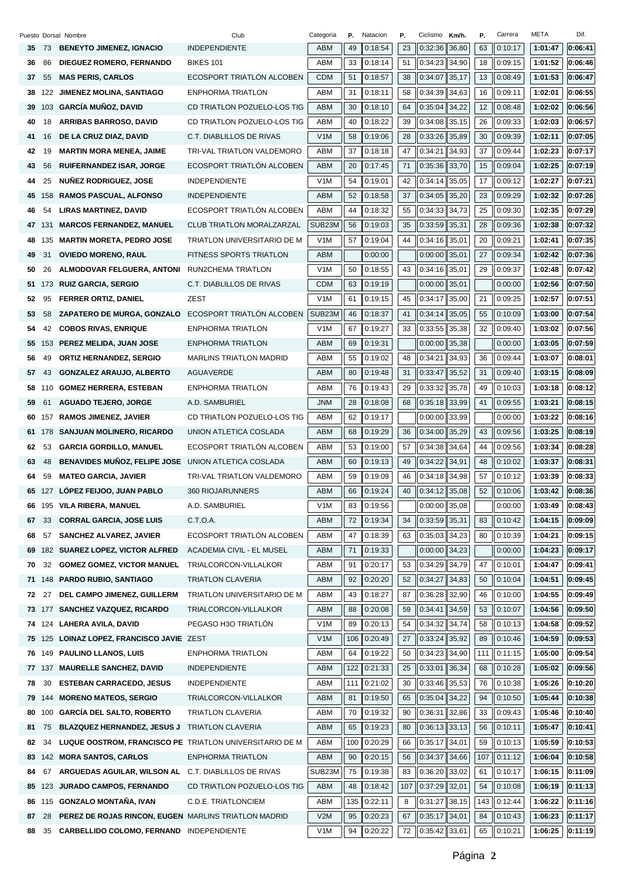| Puesto | Dorsal | Nombre | Club | Categoria | P. | Natacion | P. | Ciclismo | Km/h. | P. | Carrera | META | Dif. |
|---|---|---|---|---|---|---|---|---|---|---|---|---|---|
| 35 | 73 | BENEYTO JIMENEZ, IGNACIO | INDEPENDIENTE | ABM | 49 | 0:18:54 | 23 | 0:32:36 | 36,80 | 63 | 0:10:17 | 1:01:47 | 0:06:41 |
| 36 | 86 | DIEGUEZ ROMERO, FERNANDO | BIKES 101 | ABM | 33 | 0:18:14 | 51 | 0:34:23 | 34,90 | 18 | 0:09:15 | 1:01:52 | 0:06:46 |
| 37 | 55 | MAS PERIS, CARLOS | ECOSPORT TRIATLÓN ALCOBEN | CDM | 51 | 0:18:57 | 38 | 0:34:07 | 35,17 | 13 | 0:08:49 | 1:01:53 | 0:06:47 |
| 38 | 122 | JIMENEZ MOLINA, SANTIAGO | ENPHORMA TRIATLON | ABM | 31 | 0:18:11 | 58 | 0:34:39 | 34,63 | 16 | 0:09:11 | 1:02:01 | 0:06:55 |
| 39 | 103 | GARCÍA MUÑOZ, DAVID | CD TRIATLON POZUELO-LOS TIG | ABM | 30 | 0:18:10 | 64 | 0:35:04 | 34,22 | 12 | 0:08:48 | 1:02:02 | 0:06:56 |
| 40 | 18 | ARRIBAS BARROSO, DAVID | CD TRIATLON POZUELO-LOS TIG | ABM | 40 | 0:18:22 | 39 | 0:34:08 | 35,15 | 26 | 0:09:33 | 1:02:03 | 0:06:57 |
| 41 | 16 | DE LA CRUZ DIAZ, DAVID | C.T. DIABLILLOS DE RIVAS | V1M | 58 | 0:19:06 | 28 | 0:33:26 | 35,89 | 30 | 0:09:39 | 1:02:11 | 0:07:05 |
| 42 | 19 | MARTIN MORA MENEA, JAIME | TRI-VAL TRIATLON VALDEMORO | ABM | 37 | 0:18:18 | 47 | 0:34:21 | 34,93 | 37 | 0:09:44 | 1:02:23 | 0:07:17 |
| 43 | 56 | RUIFERNANDEZ ISAR, JORGE | ECOSPORT TRIATLÓN ALCOBEN | ABM | 20 | 0:17:45 | 71 | 0:35:36 | 33,70 | 15 | 0:09:04 | 1:02:25 | 0:07:19 |
| 44 | 25 | NUÑEZ RODRIGUEZ, JOSE | INDEPENDIENTE | V1M | 54 | 0:19:01 | 42 | 0:34:14 | 35,05 | 17 | 0:09:12 | 1:02:27 | 0:07:21 |
| 45 | 158 | RAMOS PASCUAL, ALFONSO | INDEPENDIENTE | ABM | 52 | 0:18:58 | 37 | 0:34:05 | 35,20 | 23 | 0:09:29 | 1:02:32 | 0:07:26 |
| 46 | 54 | LIRAS MARTINEZ, DAVID | ECOSPORT TRIATLÓN ALCOBEN | ABM | 44 | 0:18:32 | 55 | 0:34:33 | 34,73 | 25 | 0:09:30 | 1:02:35 | 0:07:29 |
| 47 | 131 | MARCOS FERNANDEZ, MANUEL | CLUB TRIATLON MORALZARZAL | SUB23M | 56 | 0:19:03 | 35 | 0:33:59 | 35,31 | 28 | 0:09:36 | 1:02:38 | 0:07:32 |
| 48 | 135 | MARTIN MORETA, PEDRO JOSE | TRIATLON UNIVERSITARIO DE M | V1M | 57 | 0:19:04 | 44 | 0:34:16 | 35,01 | 20 | 0:09:21 | 1:02:41 | 0:07:35 |
| 49 | 31 | OVIEDO MORENO, RAUL | FITNESS SPORTS TRIATLON | ABM | | 0:00:00 | | 0:00:00 | 35,01 | 27 | 0:09:34 | 1:02:42 | 0:07:36 |
| 50 | 26 | ALMODOVAR FELGUERA, ANTONI | RUN2CHEMA TRIATLON | V1M | 50 | 0:18:55 | 43 | 0:34:16 | 35,01 | 29 | 0:09:37 | 1:02:48 | 0:07:42 |
| 51 | 173 | RUIZ GARCIA, SERGIO | C.T. DIABLILLOS DE RIVAS | CDM | 63 | 0:19:19 | | 0:00:00 | 35,01 | | 0:00:00 | 1:02:56 | 0:07:50 |
| 52 | 95 | FERRER ORTIZ, DANIEL | ZEST | V1M | 61 | 0:19:15 | 45 | 0:34:17 | 35,00 | 21 | 0:09:25 | 1:02:57 | 0:07:51 |
| 53 | 58 | ZAPATERO DE MURGA, GONZALO | ECOSPORT TRIATLÓN ALCOBEN | SUB23M | 46 | 0:18:37 | 41 | 0:34:14 | 35,05 | 55 | 0:10:09 | 1:03:00 | 0:07:54 |
| 54 | 42 | COBOS RIVAS, ENRIQUE | ENPHORMA TRIATLON | V1M | 67 | 0:19:27 | 33 | 0:33:55 | 35,38 | 32 | 0:09:40 | 1:03:02 | 0:07:56 |
| 55 | 153 | PEREZ MELIDA, JUAN JOSE | ENPHORMA TRIATLON | ABM | 69 | 0:19:31 | | 0:00:00 | 35,38 | | 0:00:00 | 1:03:05 | 0:07:59 |
| 56 | 49 | ORTIZ HERNANDEZ, SERGIO | MARLINS TRIATLON MADRID | ABM | 55 | 0:19:02 | 48 | 0:34:21 | 34,93 | 36 | 0:09:44 | 1:03:07 | 0:08:01 |
| 57 | 43 | GONZALEZ ARAUJO, ALBERTO | AGUAVERDE | ABM | 80 | 0:19:48 | 31 | 0:33:47 | 35,52 | 31 | 0:09:40 | 1:03:15 | 0:08:09 |
| 58 | 110 | GOMEZ HERRERA, ESTEBAN | ENPHORMA TRIATLON | ABM | 76 | 0:19:43 | 29 | 0:33:32 | 35,78 | 49 | 0:10:03 | 1:03:18 | 0:08:12 |
| 59 | 61 | AGUADO TEJERO, JORGE | A.D. SAMBURIEL | JNM | 28 | 0:18:08 | 68 | 0:35:18 | 33,99 | 41 | 0:09:55 | 1:03:21 | 0:08:15 |
| 60 | 157 | RAMOS JIMENEZ, JAVIER | CD TRIATLON POZUELO-LOS TIG | ABM | 62 | 0:19:17 | | 0:00:00 | 33,99 | | 0:00:00 | 1:03:22 | 0:08:16 |
| 61 | 178 | SANJUAN MOLINERO, RICARDO | UNION ATLETICA COSLADA | ABM | 68 | 0:19:29 | 36 | 0:34:00 | 35,29 | 43 | 0:09:56 | 1:03:25 | 0:08:19 |
| 62 | 53 | GARCIA GORDILLO, MANUEL | ECOSPORT TRIATLÓN ALCOBEN | ABM | 53 | 0:19:00 | 57 | 0:34:38 | 34,64 | 44 | 0:09:56 | 1:03:34 | 0:08:28 |
| 63 | 48 | BENAVIDES MUÑOZ, FELIPE JOSE | UNION ATLETICA COSLADA | ABM | 60 | 0:19:13 | 49 | 0:34:22 | 34,91 | 48 | 0:10:02 | 1:03:37 | 0:08:31 |
| 64 | 59 | MATEO GARCIA, JAVIER | TRI-VAL TRIATLON VALDEMORO | ABM | 59 | 0:19:09 | 46 | 0:34:18 | 34,98 | 57 | 0:10:12 | 1:03:39 | 0:08:33 |
| 65 | 127 | LÓPEZ FEIJOO, JUAN PABLO | 360 RIOJARUNNERS | ABM | 66 | 0:19:24 | 40 | 0:34:12 | 35,08 | 52 | 0:10:06 | 1:03:42 | 0:08:36 |
| 66 | 195 | VILA RIBERA, MANUEL | A.D. SAMBURIEL | V1M | 83 | 0:19:56 | | 0:00:00 | 35,08 | | 0:00:00 | 1:03:49 | 0:08:43 |
| 67 | 33 | CORRAL GARCIA, JOSE LUIS | C.T.O.A. | ABM | 72 | 0:19:34 | 34 | 0:33:59 | 35,31 | 83 | 0:10:42 | 1:04:15 | 0:09:09 |
| 68 | 57 | SANCHEZ ALVAREZ, JAVIER | ECOSPORT TRIATLÓN ALCOBEN | ABM | 47 | 0:18:39 | 63 | 0:35:03 | 34,23 | 80 | 0:10:39 | 1:04:21 | 0:09:15 |
| 69 | 182 | SUAREZ LOPEZ, VICTOR ALFRED | ACADEMIA CIVIL - EL MUSEL | ABM | 71 | 0:19:33 | | 0:00:00 | 34,23 | | 0:00:00 | 1:04:23 | 0:09:17 |
| 70 | 32 | GOMEZ GOMEZ, VICTOR MANUEL | TRIALCORCON-VILLALKOR | ABM | 91 | 0:20:17 | 53 | 0:34:29 | 34,79 | 47 | 0:10:01 | 1:04:47 | 0:09:41 |
| 71 | 148 | PARDO RUBIO, SANTIAGO | TRIATLON CLAVERIA | ABM | 92 | 0:20:20 | 52 | 0:34:27 | 34,83 | 50 | 0:10:04 | 1:04:51 | 0:09:45 |
| 72 | 27 | DEL CAMPO JIMENEZ, GUILLERM | TRIATLON UNIVERSITARIO DE M | ABM | 43 | 0:18:27 | 87 | 0:36:28 | 32,90 | 46 | 0:10:00 | 1:04:55 | 0:09:49 |
| 73 | 177 | SANCHEZ VAZQUEZ, RICARDO | TRIALCORCON-VILLALKOR | ABM | 88 | 0:20:08 | 59 | 0:34:41 | 34,59 | 53 | 0:10:07 | 1:04:56 | 0:09:50 |
| 74 | 124 | LAHERA AVILA, DAVID | PEGASO H3O TRIATLÓN | V1M | 89 | 0:20:13 | 54 | 0:34:32 | 34,74 | 58 | 0:10:13 | 1:04:58 | 0:09:52 |
| 75 | 125 | LOINAZ LOPEZ, FRANCISCO JAVIE | ZEST | V1M | 106 | 0:20:49 | 27 | 0:33:24 | 35,92 | 89 | 0:10:46 | 1:04:59 | 0:09:53 |
| 76 | 149 | PAULINO LLANOS, LUIS | ENPHORMA TRIATLON | ABM | 64 | 0:19:22 | 50 | 0:34:23 | 34,90 | 111 | 0:11:15 | 1:05:00 | 0:09:54 |
| 77 | 137 | MAURELLE SANCHEZ, DAVID | INDEPENDIENTE | ABM | 122 | 0:21:33 | 25 | 0:33:01 | 36,34 | 68 | 0:10:28 | 1:05:02 | 0:09:56 |
| 78 | 30 | ESTEBAN CARRACEDO, JESUS | INDEPENDIENTE | ABM | 111 | 0:21:02 | 30 | 0:33:46 | 35,53 | 76 | 0:10:38 | 1:05:26 | 0:10:20 |
| 79 | 144 | MORENO MATEOS, SERGIO | TRIALCORCON-VILLALKOR | ABM | 81 | 0:19:50 | 65 | 0:35:04 | 34,22 | 94 | 0:10:50 | 1:05:44 | 0:10:38 |
| 80 | 100 | GARCÍA DEL SALTO, ROBERTO | TRIATLON CLAVERIA | ABM | 70 | 0:19:32 | 90 | 0:36:31 | 32,86 | 33 | 0:09:43 | 1:05:46 | 0:10:40 |
| 81 | 75 | BLAZQUEZ HERNANDEZ, JESUS J | TRIATLON CLAVERIA | ABM | 65 | 0:19:23 | 80 | 0:36:13 | 33,13 | 56 | 0:10:11 | 1:05:47 | 0:10:41 |
| 82 | 34 | LUQUE OOSTROM, FRANCISCO PE | TRIATLON UNIVERSITARIO DE M | ABM | 100 | 0:20:29 | 66 | 0:35:17 | 34,01 | 59 | 0:10:13 | 1:05:59 | 0:10:53 |
| 83 | 142 | MORA SANTOS, CARLOS | ENPHORMA TRIATLON | ABM | 90 | 0:20:15 | 56 | 0:34:37 | 34,66 | 107 | 0:11:12 | 1:06:04 | 0:10:58 |
| 84 | 67 | ARGUEDAS AGUILAR, WILSON AL | C.T. DIABLILLOS DE RIVAS | SUB23M | 75 | 0:19:38 | 83 | 0:36:20 | 33,02 | 61 | 0:10:17 | 1:06:15 | 0:11:09 |
| 85 | 123 | JURADO CAMPOS, FERNANDO | CD TRIATLON POZUELO-LOS TIG | ABM | 48 | 0:18:42 | 107 | 0:37:29 | 32,01 | 54 | 0:10:08 | 1:06:19 | 0:11:13 |
| 86 | 115 | GONZALO MONTAÑA, IVAN | C.D.E. TRIATLONCIEM | ABM | 135 | 0:22:11 | 8 | 0:31:27 | 38,15 | 143 | 0:12:44 | 1:06:22 | 0:11:16 |
| 87 | 28 | PEREZ DE ROJAS RINCON, EUGEN | MARLINS TRIATLON MADRID | V2M | 95 | 0:20:23 | 67 | 0:35:17 | 34,01 | 84 | 0:10:43 | 1:06:23 | 0:11:17 |
| 88 | 35 | CARBELLIDO COLOMO, FERNAND | INDEPENDIENTE | V1M | 94 | 0:20:22 | 72 | 0:35:42 | 33,61 | 65 | 0:10:21 | 1:06:25 | 0:11:19 |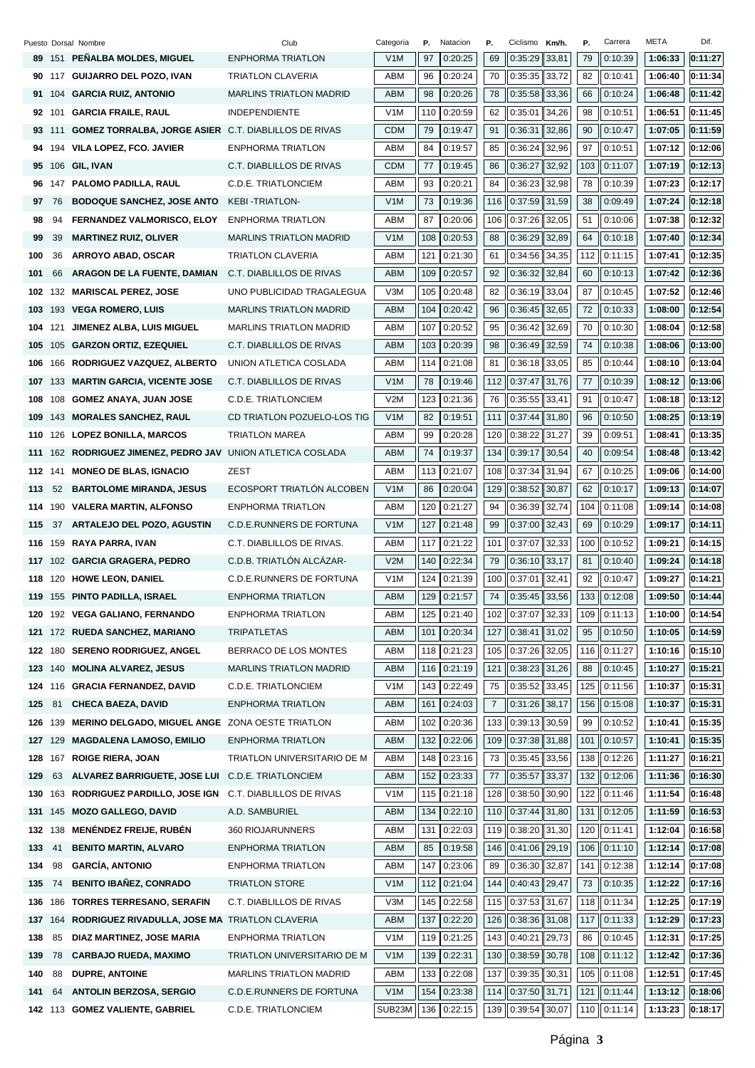| Puesto | Dorsal | Nombre | Club | Categoria | P. | Natacion | P. | Ciclismo | Km/h. | P. | Carrera | META | Dif. |
|---|---|---|---|---|---|---|---|---|---|---|---|---|---|
| 89 | 151 | PEÑALBA MOLDES, MIGUEL | ENPHORMA TRIATLON | V1M | 97 | 0:20:25 | 69 | 0:35:29 | 33,81 | 79 | 0:10:39 | 1:06:33 | 0:11:27 |
| 90 | 117 | GUIJARRO DEL POZO, IVAN | TRIATLON CLAVERIA | ABM | 96 | 0:20:24 | 70 | 0:35:35 | 33,72 | 82 | 0:10:41 | 1:06:40 | 0:11:34 |
| 91 | 104 | GARCIA RUIZ, ANTONIO | MARLINS TRIATLON MADRID | ABM | 98 | 0:20:26 | 78 | 0:35:58 | 33,36 | 66 | 0:10:24 | 1:06:48 | 0:11:42 |
| 92 | 101 | GARCIA FRAILE, RAUL | INDEPENDIENTE | V1M | 110 | 0:20:59 | 62 | 0:35:01 | 34,26 | 98 | 0:10:51 | 1:06:51 | 0:11:45 |
| 93 | 111 | GOMEZ TORRALBA, JORGE ASIER | C.T. DIABLILLOS DE RIVAS | CDM | 79 | 0:19:47 | 91 | 0:36:31 | 32,86 | 90 | 0:10:47 | 1:07:05 | 0:11:59 |
| 94 | 194 | VILA LOPEZ, FCO. JAVIER | ENPHORMA TRIATLON | ABM | 84 | 0:19:57 | 85 | 0:36:24 | 32,96 | 97 | 0:10:51 | 1:07:12 | 0:12:06 |
| 95 | 106 | GIL, IVAN | C.T. DIABLILLOS DE RIVAS | CDM | 77 | 0:19:45 | 86 | 0:36:27 | 32,92 | 103 | 0:11:07 | 1:07:19 | 0:12:13 |
| 96 | 147 | PALOMO PADILLA, RAUL | C.D.E. TRIATLONCIEM | ABM | 93 | 0:20:21 | 84 | 0:36:23 | 32,98 | 78 | 0:10:39 | 1:07:23 | 0:12:17 |
| 97 | 76 | BODOQUE SANCHEZ, JOSE ANTO | KEBI -TRIATLON- | V1M | 73 | 0:19:36 | 116 | 0:37:59 | 31,59 | 38 | 0:09:49 | 1:07:24 | 0:12:18 |
| 98 | 94 | FERNANDEZ VALMORISCO, ELOY | ENPHORMA TRIATLON | ABM | 87 | 0:20:06 | 106 | 0:37:26 | 32,05 | 51 | 0:10:06 | 1:07:38 | 0:12:32 |
| 99 | 39 | MARTINEZ RUIZ, OLIVER | MARLINS TRIATLON MADRID | V1M | 108 | 0:20:53 | 88 | 0:36:29 | 32,89 | 64 | 0:10:18 | 1:07:40 | 0:12:34 |
| 100 | 36 | ARROYO ABAD, OSCAR | TRIATLON CLAVERIA | ABM | 121 | 0:21:30 | 61 | 0:34:56 | 34,35 | 112 | 0:11:15 | 1:07:41 | 0:12:35 |
| 101 | 66 | ARAGON DE LA FUENTE, DAMIAN | C.T. DIABLILLOS DE RIVAS | ABM | 109 | 0:20:57 | 92 | 0:36:32 | 32,84 | 60 | 0:10:13 | 1:07:42 | 0:12:36 |
| 102 | 132 | MARISCAL PEREZ, JOSE | UNO PUBLICIDAD TRAGALEGUA | V3M | 105 | 0:20:48 | 82 | 0:36:19 | 33,04 | 87 | 0:10:45 | 1:07:52 | 0:12:46 |
| 103 | 193 | VEGA ROMERO, LUIS | MARLINS TRIATLON MADRID | ABM | 104 | 0:20:42 | 96 | 0:36:45 | 32,65 | 72 | 0:10:33 | 1:08:00 | 0:12:54 |
| 104 | 121 | JIMENEZ ALBA, LUIS MIGUEL | MARLINS TRIATLON MADRID | ABM | 107 | 0:20:52 | 95 | 0:36:42 | 32,69 | 70 | 0:10:30 | 1:08:04 | 0:12:58 |
| 105 | 105 | GARZON ORTIZ, EZEQUIEL | C.T. DIABLILLOS DE RIVAS | ABM | 103 | 0:20:39 | 98 | 0:36:49 | 32,59 | 74 | 0:10:38 | 1:08:06 | 0:13:00 |
| 106 | 166 | RODRIGUEZ VAZQUEZ, ALBERTO | UNION ATLETICA COSLADA | ABM | 114 | 0:21:08 | 81 | 0:36:18 | 33,05 | 85 | 0:10:44 | 1:08:10 | 0:13:04 |
| 107 | 133 | MARTIN GARCIA, VICENTE JOSE | C.T. DIABLILLOS DE RIVAS | V1M | 78 | 0:19:46 | 112 | 0:37:47 | 31,76 | 77 | 0:10:39 | 1:08:12 | 0:13:06 |
| 108 | 108 | GOMEZ ANAYA, JUAN JOSE | C.D.E. TRIATLONCIEM | V2M | 123 | 0:21:36 | 76 | 0:35:55 | 33,41 | 91 | 0:10:47 | 1:08:18 | 0:13:12 |
| 109 | 143 | MORALES SANCHEZ, RAUL | CD TRIATLON POZUELO-LOS TIG | V1M | 82 | 0:19:51 | 111 | 0:37:44 | 31,80 | 96 | 0:10:50 | 1:08:25 | 0:13:19 |
| 110 | 126 | LOPEZ BONILLA, MARCOS | TRIATLON MAREA | ABM | 99 | 0:20:28 | 120 | 0:38:22 | 31,27 | 39 | 0:09:51 | 1:08:41 | 0:13:35 |
| 111 | 162 | RODRIGUEZ JIMENEZ, PEDRO JAV | UNION ATLETICA COSLADA | ABM | 74 | 0:19:37 | 134 | 0:39:17 | 30,54 | 40 | 0:09:54 | 1:08:48 | 0:13:42 |
| 112 | 141 | MONEO DE BLAS, IGNACIO | ZEST | ABM | 113 | 0:21:07 | 108 | 0:37:34 | 31,94 | 67 | 0:10:25 | 1:09:06 | 0:14:00 |
| 113 | 52 | BARTOLOME MIRANDA, JESUS | ECOSPORT TRIATLÓN ALCOBEN | V1M | 86 | 0:20:04 | 129 | 0:38:52 | 30,87 | 62 | 0:10:17 | 1:09:13 | 0:14:07 |
| 114 | 190 | VALERA MARTIN, ALFONSO | ENPHORMA TRIATLON | ABM | 120 | 0:21:27 | 94 | 0:36:39 | 32,74 | 104 | 0:11:08 | 1:09:14 | 0:14:08 |
| 115 | 37 | ARTALEJO DEL POZO, AGUSTIN | C.D.E.RUNNERS DE FORTUNA | V1M | 127 | 0:21:48 | 99 | 0:37:00 | 32,43 | 69 | 0:10:29 | 1:09:17 | 0:14:11 |
| 116 | 159 | RAYA PARRA, IVAN | C.T. DIABLILLOS DE RIVAS. | ABM | 117 | 0:21:22 | 101 | 0:37:07 | 32,33 | 100 | 0:10:52 | 1:09:21 | 0:14:15 |
| 117 | 102 | GARCIA GRAGERA, PEDRO | C.D.B. TRIATLÓN ALCÁZAR- | V2M | 140 | 0:22:34 | 79 | 0:36:10 | 33,17 | 81 | 0:10:40 | 1:09:24 | 0:14:18 |
| 118 | 120 | HOWE LEON, DANIEL | C.D.E.RUNNERS DE FORTUNA | V1M | 124 | 0:21:39 | 100 | 0:37:01 | 32,41 | 92 | 0:10:47 | 1:09:27 | 0:14:21 |
| 119 | 155 | PINTO PADILLA, ISRAEL | ENPHORMA TRIATLON | ABM | 129 | 0:21:57 | 74 | 0:35:45 | 33,56 | 133 | 0:12:08 | 1:09:50 | 0:14:44 |
| 120 | 192 | VEGA GALIANO, FERNANDO | ENPHORMA TRIATLON | ABM | 125 | 0:21:40 | 102 | 0:37:07 | 32,33 | 109 | 0:11:13 | 1:10:00 | 0:14:54 |
| 121 | 172 | RUEDA SANCHEZ, MARIANO | TRIPATLETAS | ABM | 101 | 0:20:34 | 127 | 0:38:41 | 31,02 | 95 | 0:10:50 | 1:10:05 | 0:14:59 |
| 122 | 180 | SERENO RODRIGUEZ, ANGEL | BERRACO DE LOS MONTES | ABM | 118 | 0:21:23 | 105 | 0:37:26 | 32,05 | 116 | 0:11:27 | 1:10:16 | 0:15:10 |
| 123 | 140 | MOLINA ALVAREZ, JESUS | MARLINS TRIATLON MADRID | ABM | 116 | 0:21:19 | 121 | 0:38:23 | 31,26 | 88 | 0:10:45 | 1:10:27 | 0:15:21 |
| 124 | 116 | GRACIA FERNANDEZ, DAVID | C.D.E. TRIATLONCIEM | V1M | 143 | 0:22:49 | 75 | 0:35:52 | 33,45 | 125 | 0:11:56 | 1:10:37 | 0:15:31 |
| 125 | 81 | CHECA BAEZA, DAVID | ENPHORMA TRIATLON | ABM | 161 | 0:24:03 | 7 | 0:31:26 | 38,17 | 156 | 0:15:08 | 1:10:37 | 0:15:31 |
| 126 | 139 | MERINO DELGADO, MIGUEL ANGE | ZONA OESTE TRIATLON | ABM | 102 | 0:20:36 | 133 | 0:39:13 | 30,59 | 99 | 0:10:52 | 1:10:41 | 0:15:35 |
| 127 | 129 | MAGDALENA LAMOSO, EMILIO | ENPHORMA TRIATLON | ABM | 132 | 0:22:06 | 109 | 0:37:38 | 31,88 | 101 | 0:10:57 | 1:10:41 | 0:15:35 |
| 128 | 167 | ROIGE RIERA, JOAN | TRIATLON UNIVERSITARIO DE M | ABM | 148 | 0:23:16 | 73 | 0:35:45 | 33,56 | 138 | 0:12:26 | 1:11:27 | 0:16:21 |
| 129 | 63 | ALVAREZ BARRIGUETE, JOSE LUI | C.D.E. TRIATLONCIEM | ABM | 152 | 0:23:33 | 77 | 0:35:57 | 33,37 | 132 | 0:12:06 | 1:11:36 | 0:16:30 |
| 130 | 163 | RODRIGUEZ PARDILLO, JOSE IGN | C.T. DIABLILLOS DE RIVAS | V1M | 115 | 0:21:18 | 128 | 0:38:50 | 30,90 | 122 | 0:11:46 | 1:11:54 | 0:16:48 |
| 131 | 145 | MOZO GALLEGO, DAVID | A.D. SAMBURIEL | ABM | 134 | 0:22:10 | 110 | 0:37:44 | 31,80 | 131 | 0:12:05 | 1:11:59 | 0:16:53 |
| 132 | 138 | MENÉNDEZ FREIJE, RUBÉN | 360 RIOJARUNNERS | ABM | 131 | 0:22:03 | 119 | 0:38:20 | 31,30 | 120 | 0:11:41 | 1:12:04 | 0:16:58 |
| 133 | 41 | BENITO MARTIN, ALVARO | ENPHORMA TRIATLON | ABM | 85 | 0:19:58 | 146 | 0:41:06 | 29,19 | 106 | 0:11:10 | 1:12:14 | 0:17:08 |
| 134 | 98 | GARCÍA, ANTONIO | ENPHORMA TRIATLON | ABM | 147 | 0:23:06 | 89 | 0:36:30 | 32,87 | 141 | 0:12:38 | 1:12:14 | 0:17:08 |
| 135 | 74 | BENITO IBAÑEZ, CONRADO | TRIATLON STORE | V1M | 112 | 0:21:04 | 144 | 0:40:43 | 29,47 | 73 | 0:10:35 | 1:12:22 | 0:17:16 |
| 136 | 186 | TORRES TERRESANO, SERAFIN | C.T. DIABLILLOS DE RIVAS | V3M | 145 | 0:22:58 | 115 | 0:37:53 | 31,67 | 118 | 0:11:34 | 1:12:25 | 0:17:19 |
| 137 | 164 | RODRIGUEZ RIVADULLA, JOSE MA | TRIATLON CLAVERIA | ABM | 137 | 0:22:20 | 126 | 0:38:36 | 31,08 | 117 | 0:11:33 | 1:12:29 | 0:17:23 |
| 138 | 85 | DIAZ MARTINEZ, JOSE MARIA | ENPHORMA TRIATLON | V1M | 119 | 0:21:25 | 143 | 0:40:21 | 29,73 | 86 | 0:10:45 | 1:12:31 | 0:17:25 |
| 139 | 78 | CARBAJO RUEDA, MAXIMO | TRIATLON UNIVERSITARIO DE M | V1M | 139 | 0:22:31 | 130 | 0:38:59 | 30,78 | 108 | 0:11:12 | 1:12:42 | 0:17:36 |
| 140 | 88 | DUPRE, ANTOINE | MARLINS TRIATLON MADRID | ABM | 133 | 0:22:08 | 137 | 0:39:35 | 30,31 | 105 | 0:11:08 | 1:12:51 | 0:17:45 |
| 141 | 64 | ANTOLIN BERZOSA, SERGIO | C.D.E.RUNNERS DE FORTUNA | V1M | 154 | 0:23:38 | 114 | 0:37:50 | 31,71 | 121 | 0:11:44 | 1:13:12 | 0:18:06 |
| 142 | 113 | GOMEZ VALIENTE, GABRIEL | C.D.E. TRIATLONCIEM | SUB23M | 136 | 0:22:15 | 139 | 0:39:54 | 30,07 | 110 | 0:11:14 | 1:13:23 | 0:18:17 |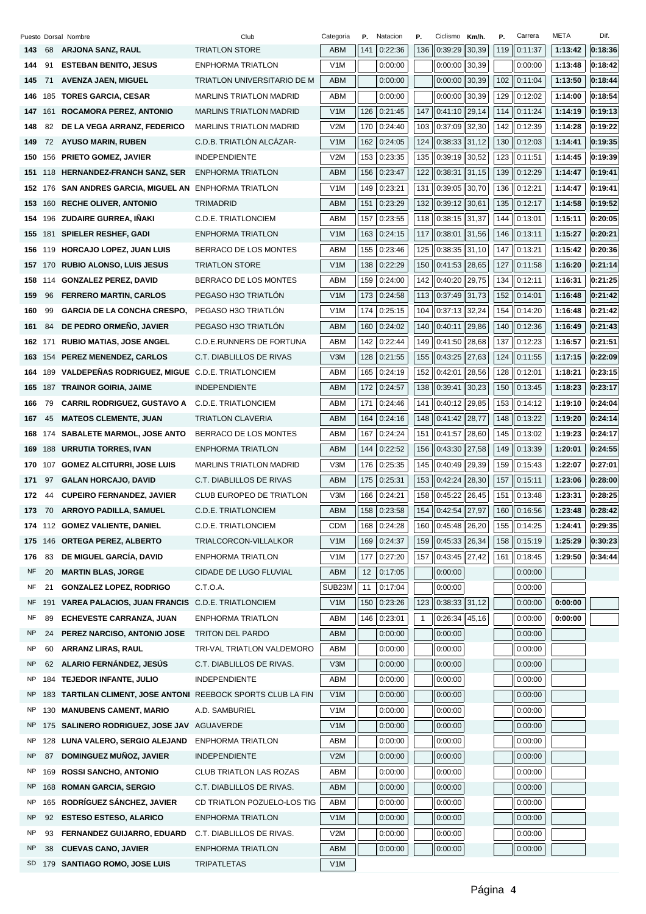| Puesto | Dorsal | Nombre | Club | Categoria | P. | Natacion | P. | Ciclismo | Km/h. | P. | Carrera | META | Dif. |
|---|---|---|---|---|---|---|---|---|---|---|---|---|---|
| 143 | 68 | ARJONA SANZ, RAUL | TRIATLON STORE | ABM | 141 | 0:22:36 | 136 | 0:39:29 | 30,39 | 119 | 0:11:37 | 1:13:42 | 0:18:36 |
| 144 | 91 | ESTEBAN BENITO, JESUS | ENPHORMA TRIATLON | V1M | | 0:00:00 | | 0:00:00 | 30,39 | | 0:00:00 | 1:13:48 | 0:18:42 |
| 145 | 71 | AVENZA JAEN, MIGUEL | TRIATLON UNIVERSITARIO DE M | ABM | | 0:00:00 | | 0:00:00 | 30,39 | 102 | 0:11:04 | 1:13:50 | 0:18:44 |
| 146 | 185 | TORES GARCIA, CESAR | MARLINS TRIATLON MADRID | ABM | | 0:00:00 | | 0:00:00 | 30,39 | 129 | 0:12:02 | 1:14:00 | 0:18:54 |
| 147 | 161 | ROCAMORA PEREZ, ANTONIO | MARLINS TRIATLON MADRID | V1M | 126 | 0:21:45 | 147 | 0:41:10 | 29,14 | 114 | 0:11:24 | 1:14:19 | 0:19:13 |
| 148 | 82 | DE LA VEGA ARRANZ, FEDERICO | MARLINS TRIATLON MADRID | V2M | 170 | 0:24:40 | 103 | 0:37:09 | 32,30 | 142 | 0:12:39 | 1:14:28 | 0:19:22 |
| 149 | 72 | AYUSO MARIN, RUBEN | C.D.B. TRIATLÓN ALCÁZAR- | V1M | 162 | 0:24:05 | 124 | 0:38:33 | 31,12 | 130 | 0:12:03 | 1:14:41 | 0:19:35 |
| 150 | 156 | PRIETO GOMEZ, JAVIER | INDEPENDIENTE | V2M | 153 | 0:23:35 | 135 | 0:39:19 | 30,52 | 123 | 0:11:51 | 1:14:45 | 0:19:39 |
| 151 | 118 | HERNANDEZ-FRANCH SANZ, SER | ENPHORMA TRIATLON | ABM | 156 | 0:23:47 | 122 | 0:38:31 | 31,15 | 139 | 0:12:29 | 1:14:47 | 0:19:41 |
| 152 | 176 | SAN ANDRES GARCIA, MIGUEL AN | ENPHORMA TRIATLON | V1M | 149 | 0:23:21 | 131 | 0:39:05 | 30,70 | 136 | 0:12:21 | 1:14:47 | 0:19:41 |
| 153 | 160 | RECHE OLIVER, ANTONIO | TRIMADRID | ABM | 151 | 0:23:29 | 132 | 0:39:12 | 30,61 | 135 | 0:12:17 | 1:14:58 | 0:19:52 |
| 154 | 196 | ZUDAIRE GURREA, IÑAKI | C.D.E. TRIATLONCIEM | ABM | 157 | 0:23:55 | 118 | 0:38:15 | 31,37 | 144 | 0:13:01 | 1:15:11 | 0:20:05 |
| 155 | 181 | SPIELER RESHEF, GADI | ENPHORMA TRIATLON | V1M | 163 | 0:24:15 | 117 | 0:38:01 | 31,56 | 146 | 0:13:11 | 1:15:27 | 0:20:21 |
| 156 | 119 | HORCAJO LOPEZ, JUAN LUIS | BERRACO DE LOS MONTES | ABM | 155 | 0:23:46 | 125 | 0:38:35 | 31,10 | 147 | 0:13:21 | 1:15:42 | 0:20:36 |
| 157 | 170 | RUBIO ALONSO, LUIS JESUS | TRIATLON STORE | V1M | 138 | 0:22:29 | 150 | 0:41:53 | 28,65 | 127 | 0:11:58 | 1:16:20 | 0:21:14 |
| 158 | 114 | GONZALEZ PEREZ, DAVID | BERRACO DE LOS MONTES | ABM | 159 | 0:24:00 | 142 | 0:40:20 | 29,75 | 134 | 0:12:11 | 1:16:31 | 0:21:25 |
| 159 | 96 | FERRERO MARTIN, CARLOS | PEGASO H3O TRIATLÓN | V1M | 173 | 0:24:58 | 113 | 0:37:49 | 31,73 | 152 | 0:14:01 | 1:16:48 | 0:21:42 |
| 160 | 99 | GARCIA DE LA CONCHA CRESPO, | PEGASO H3O TRIATLÓN | V1M | 174 | 0:25:15 | 104 | 0:37:13 | 32,24 | 154 | 0:14:20 | 1:16:48 | 0:21:42 |
| 161 | 84 | DE PEDRO ORMEÑO, JAVIER | PEGASO H3O TRIATLÓN | ABM | 160 | 0:24:02 | 140 | 0:40:11 | 29,86 | 140 | 0:12:36 | 1:16:49 | 0:21:43 |
| 162 | 171 | RUBIO MATIAS, JOSE ANGEL | C.D.E.RUNNERS DE FORTUNA | ABM | 142 | 0:22:44 | 149 | 0:41:50 | 28,68 | 137 | 0:12:23 | 1:16:57 | 0:21:51 |
| 163 | 154 | PEREZ MENENDEZ, CARLOS | C.T. DIABLILLOS DE RIVAS | V3M | 128 | 0:21:55 | 155 | 0:43:25 | 27,63 | 124 | 0:11:55 | 1:17:15 | 0:22:09 |
| 164 | 189 | VALDEPEÑAS RODRIGUEZ, MIGUE | C.D.E. TRIATLONCIEM | ABM | 165 | 0:24:19 | 152 | 0:42:01 | 28,56 | 128 | 0:12:01 | 1:18:21 | 0:23:15 |
| 165 | 187 | TRAINOR GOIRIA, JAIME | INDEPENDIENTE | ABM | 172 | 0:24:57 | 138 | 0:39:41 | 30,23 | 150 | 0:13:45 | 1:18:23 | 0:23:17 |
| 166 | 79 | CARRIL RODRIGUEZ, GUSTAVO A | C.D.E. TRIATLONCIEM | ABM | 171 | 0:24:46 | 141 | 0:40:12 | 29,85 | 153 | 0:14:12 | 1:19:10 | 0:24:04 |
| 167 | 45 | MATEOS CLEMENTE, JUAN | TRIATLON CLAVERIA | ABM | 164 | 0:24:16 | 148 | 0:41:42 | 28,77 | 148 | 0:13:22 | 1:19:20 | 0:24:14 |
| 168 | 174 | SABALETE MARMOL, JOSE ANTO | BERRACO DE LOS MONTES | ABM | 167 | 0:24:24 | 151 | 0:41:57 | 28,60 | 145 | 0:13:02 | 1:19:23 | 0:24:17 |
| 169 | 188 | URRUTIA TORRES, IVAN | ENPHORMA TRIATLON | ABM | 144 | 0:22:52 | 156 | 0:43:30 | 27,58 | 149 | 0:13:39 | 1:20:01 | 0:24:55 |
| 170 | 107 | GOMEZ ALCITURRI, JOSE LUIS | MARLINS TRIATLON MADRID | V3M | 176 | 0:25:35 | 145 | 0:40:49 | 29,39 | 159 | 0:15:43 | 1:22:07 | 0:27:01 |
| 171 | 97 | GALAN HORCAJO, DAVID | C.T. DIABLILLOS DE RIVAS | ABM | 175 | 0:25:31 | 153 | 0:42:24 | 28,30 | 157 | 0:15:11 | 1:23:06 | 0:28:00 |
| 172 | 44 | CUPEIRO FERNANDEZ, JAVIER | CLUB EUROPEO DE TRIATLON | V3M | 166 | 0:24:21 | 158 | 0:45:22 | 26,45 | 151 | 0:13:48 | 1:23:31 | 0:28:25 |
| 173 | 70 | ARROYO PADILLA, SAMUEL | C.D.E. TRIATLONCIEM | ABM | 158 | 0:23:58 | 154 | 0:42:54 | 27,97 | 160 | 0:16:56 | 1:23:48 | 0:28:42 |
| 174 | 112 | GOMEZ VALIENTE, DANIEL | C.D.E. TRIATLONCIEM | CDM | 168 | 0:24:28 | 160 | 0:45:48 | 26,20 | 155 | 0:14:25 | 1:24:41 | 0:29:35 |
| 175 | 146 | ORTEGA PEREZ, ALBERTO | TRIALCORCON-VILLALKOR | V1M | 169 | 0:24:37 | 159 | 0:45:33 | 26,34 | 158 | 0:15:19 | 1:25:29 | 0:30:23 |
| 176 | 83 | DE MIGUEL GARCÍA, DAVID | ENPHORMA TRIATLON | V1M | 177 | 0:27:20 | 157 | 0:43:45 | 27,42 | 161 | 0:18:45 | 1:29:50 | 0:34:44 |
| NF | 20 | MARTIN BLAS, JORGE | CIDADE DE LUGO FLUVIAL | ABM | 12 | 0:17:05 | | 0:00:00 | | | 0:00:00 | | |
| NF | 21 | GONZALEZ LOPEZ, RODRIGO | C.T.O.A. | SUB23M | 11 | 0:17:04 | | 0:00:00 | | | 0:00:00 | | |
| NF | 191 | VAREA PALACIOS, JUAN FRANCIS | C.D.E. TRIATLONCIEM | V1M | 150 | 0:23:26 | 123 | 0:38:33 | 31,12 | | 0:00:00 | 0:00:00 | |
| NF | 89 | ECHEVESTE CARRANZA, JUAN | ENPHORMA TRIATLON | ABM | 146 | 0:23:01 | 1 | 0:26:34 | 45,16 | | 0:00:00 | 0:00:00 | |
| NP | 24 | PEREZ NARCISO, ANTONIO JOSE | TRITON DEL PARDO | ABM | | 0:00:00 | | 0:00:00 | | | 0:00:00 | | |
| NP | 60 | ARRANZ LIRAS, RAUL | TRI-VAL TRIATLON VALDEMORO | ABM | | 0:00:00 | | 0:00:00 | | | 0:00:00 | | |
| NP | 62 | ALARIO FERNÁNDEZ, JESÚS | C.T. DIABLILLOS DE RIVAS. | V3M | | 0:00:00 | | 0:00:00 | | | 0:00:00 | | |
| NP | 184 | TEJEDOR INFANTE, JULIO | INDEPENDIENTE | ABM | | 0:00:00 | | 0:00:00 | | | 0:00:00 | | |
| NP | 183 | TARTILAN CLIMENT, JOSE ANTONI | REEBOCK SPORTS CLUB LA FIN | V1M | | 0:00:00 | | 0:00:00 | | | 0:00:00 | | |
| NP | 130 | MANUBENS CAMENT, MARIO | A.D. SAMBURIEL | V1M | | 0:00:00 | | 0:00:00 | | | 0:00:00 | | |
| NP | 175 | SALINERO RODRIGUEZ, JOSE JAV | AGUAVERDE | V1M | | 0:00:00 | | 0:00:00 | | | 0:00:00 | | |
| NP | 128 | LUNA VALERO, SERGIO ALEJAND | ENPHORMA TRIATLON | ABM | | 0:00:00 | | 0:00:00 | | | 0:00:00 | | |
| NP | 87 | DOMINGUEZ MUÑOZ, JAVIER | INDEPENDIENTE | V2M | | 0:00:00 | | 0:00:00 | | | 0:00:00 | | |
| NP | 169 | ROSSI SANCHO, ANTONIO | CLUB TRIATLON LAS ROZAS | ABM | | 0:00:00 | | 0:00:00 | | | 0:00:00 | | |
| NP | 168 | ROMAN GARCIA, SERGIO | C.T. DIABLILLOS DE RIVAS. | ABM | | 0:00:00 | | 0:00:00 | | | 0:00:00 | | |
| NP | 165 | RODRÍGUEZ SÁNCHEZ, JAVIER | CD TRIATLON POZUELO-LOS TIG | ABM | | 0:00:00 | | 0:00:00 | | | 0:00:00 | | |
| NP | 92 | ESTESO ESTESO, ALARICO | ENPHORMA TRIATLON | V1M | | 0:00:00 | | 0:00:00 | | | 0:00:00 | | |
| NP | 93 | FERNANDEZ GUIJARRO, EDUARD | C.T. DIABLILLOS DE RIVAS. | V2M | | 0:00:00 | | 0:00:00 | | | 0:00:00 | | |
| NP | 38 | CUEVAS CANO, JAVIER | ENPHORMA TRIATLON | ABM | | 0:00:00 | | 0:00:00 | | | 0:00:00 | | |
| SD | 179 | SANTIAGO ROMO, JOSE LUIS | TRIPATLETAS | V1M | | | | | | | | | |